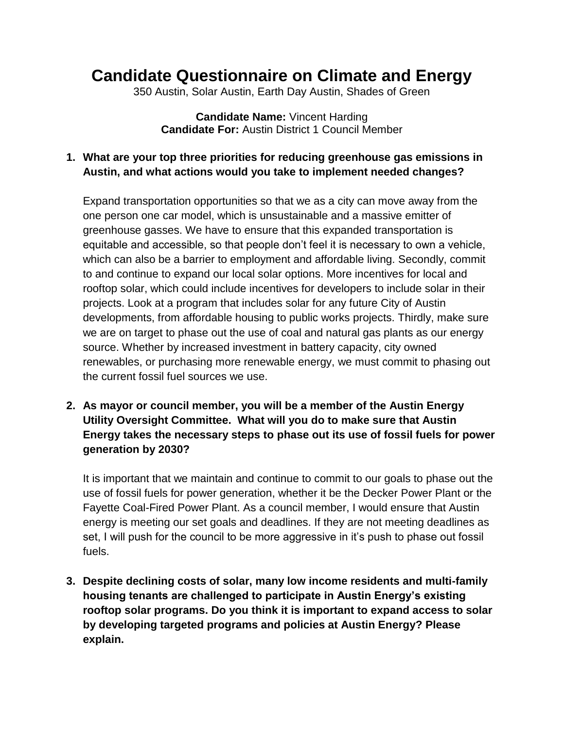# Candidate Questionnaire on Climate and Energy

350 Austin, Solar Austin, Earth Day Austin, Shades of Green

**Candidate Name:** Vincent Harding
**Candidate For:** Austin District 1 Council Member

1. **What are your top three priorities for reducing greenhouse gas emissions in Austin, and what actions would you take to implement needed changes?**

   Expand transportation opportunities so that we as a city can move away from the one person one car model, which is unsustainable and a massive emitter of greenhouse gasses. We have to ensure that this expanded transportation is equitable and accessible, so that people don't feel it is necessary to own a vehicle, which can also be a barrier to employment and affordable living. Secondly, commit to and continue to expand our local solar options. More incentives for local and rooftop solar, which could include incentives for developers to include solar in their projects. Look at a program that includes solar for any future City of Austin developments, from affordable housing to public works projects. Thirdly, make sure we are on target to phase out the use of coal and natural gas plants as our energy source. Whether by increased investment in battery capacity, city owned renewables, or purchasing more renewable energy, we must commit to phasing out the current fossil fuel sources we use.

2. **As mayor or council member, you will be a member of the Austin Energy Utility Oversight Committee. What will you do to make sure that Austin Energy takes the necessary steps to phase out its use of fossil fuels for power generation by 2030?**

   It is important that we maintain and continue to commit to our goals to phase out the use of fossil fuels for power generation, whether it be the Decker Power Plant or the Fayette Coal-Fired Power Plant. As a council member, I would ensure that Austin energy is meeting our set goals and deadlines. If they are not meeting deadlines as set, I will push for the council to be more aggressive in it's push to phase out fossil fuels.

3. **Despite declining costs of solar, many low income residents and multi-family housing tenants are challenged to participate in Austin Energy's existing rooftop solar programs. Do you think it is important to expand access to solar by developing targeted programs and policies at Austin Energy? Please explain.**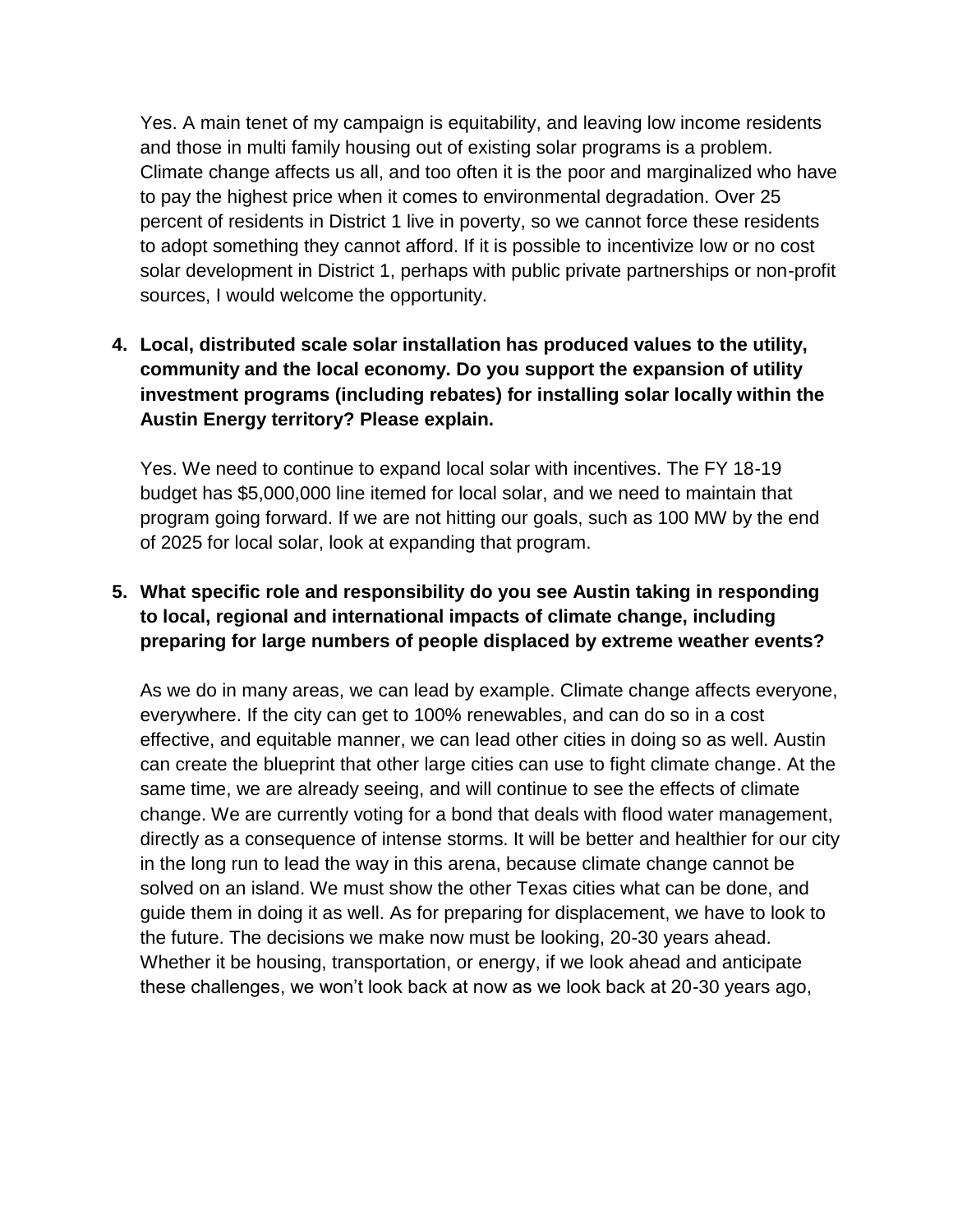Yes. A main tenet of my campaign is equitability, and leaving low income residents and those in multi family housing out of existing solar programs is a problem. Climate change affects us all, and too often it is the poor and marginalized who have to pay the highest price when it comes to environmental degradation. Over 25 percent of residents in District 1 live in poverty, so we cannot force these residents to adopt something they cannot afford. If it is possible to incentivize low or no cost solar development in District 1, perhaps with public private partnerships or non-profit sources, I would welcome the opportunity.

4. **Local, distributed scale solar installation has produced values to the utility, community and the local economy. Do you support the expansion of utility investment programs (including rebates) for installing solar locally within the Austin Energy territory? Please explain.**

   Yes. We need to continue to expand local solar with incentives. The FY 18-19 budget has $5,000,000 line itemed for local solar, and we need to maintain that program going forward. If we are not hitting our goals, such as 100 MW by the end of 2025 for local solar, look at expanding that program.

5. **What specific role and responsibility do you see Austin taking in responding to local, regional and international impacts of climate change, including preparing for large numbers of people displaced by extreme weather events?**

   As we do in many areas, we can lead by example. Climate change affects everyone, everywhere. If the city can get to 100% renewables, and can do so in a cost effective, and equitable manner, we can lead other cities in doing so as well. Austin can create the blueprint that other large cities can use to fight climate change. At the same time, we are already seeing, and will continue to see the effects of climate change. We are currently voting for a bond that deals with flood water management, directly as a consequence of intense storms. It will be better and healthier for our city in the long run to lead the way in this arena, because climate change cannot be solved on an island. We must show the other Texas cities what can be done, and guide them in doing it as well. As for preparing for displacement, we have to look to the future. The decisions we make now must be looking, 20-30 years ahead. Whether it be housing, transportation, or energy, if we look ahead and anticipate these challenges, we won't look back at now as we look back at 20-30 years ago,